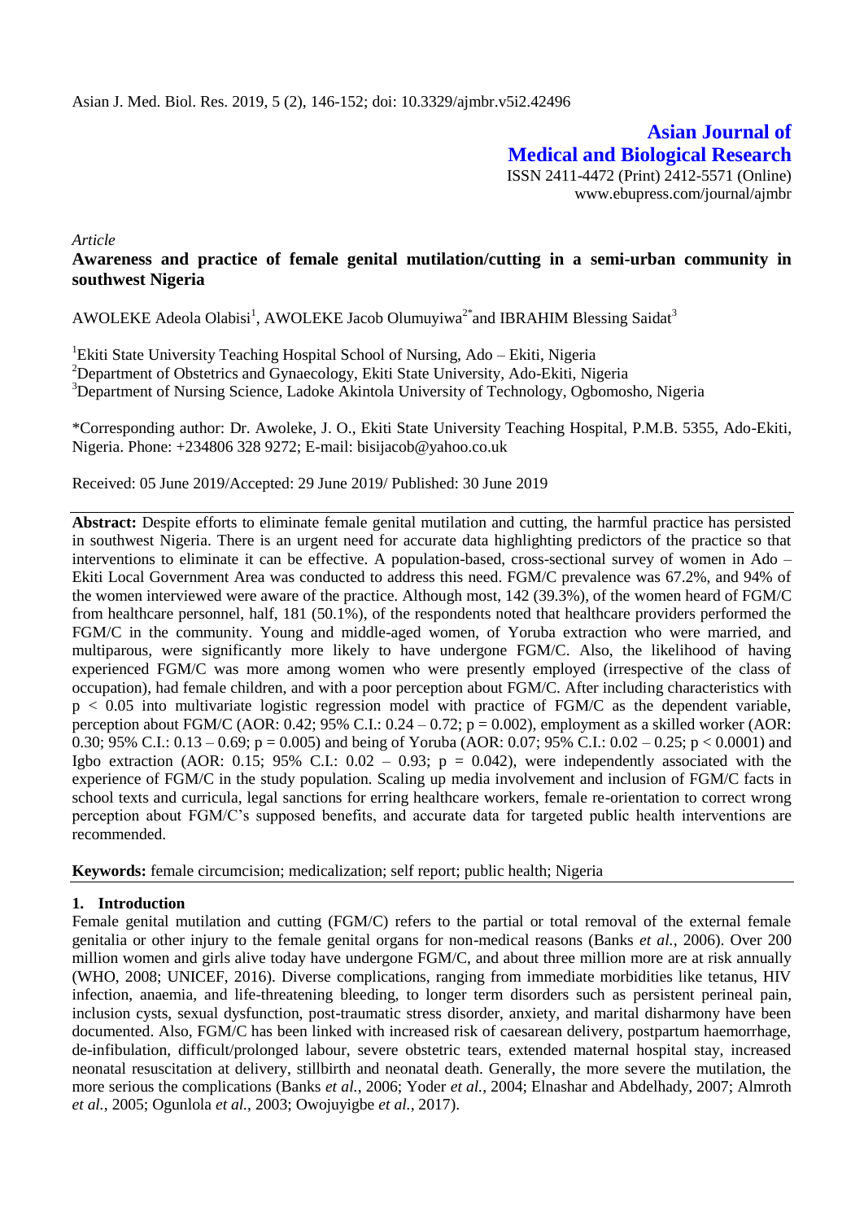# Asian Journal of Medical and Biological Research

ISSN 2411-4472 (Print) 2412-5571 (Online)
www.ebupress.com/journal/ajmbr

*Article*

## Awareness and practice of female genital mutilation/cutting in a semi-urban community in southwest Nigeria

AWOLEKE Adeola Olabisi[1], AWOLEKE Jacob Olumuyiwa[2*] and IBRAHIM Blessing Saidat[3]

[1]Ekiti State University Teaching Hospital School of Nursing, Ado – Ekiti, Nigeria
[2]Department of Obstetrics and Gynaecology, Ekiti State University, Ado-Ekiti, Nigeria
[3]Department of Nursing Science, Ladoke Akintola University of Technology, Ogbomosho, Nigeria

*Corresponding author: Dr. Awoleke, J. O., Ekiti State University Teaching Hospital, P.M.B. 5355, Ado-Ekiti, Nigeria. Phone: +234806 328 9272; E-mail: bisijacob@yahoo.co.uk

Received: 05 June 2019/Accepted: 29 June 2019/ Published: 30 June 2019

**Abstract:** Despite efforts to eliminate female genital mutilation and cutting, the harmful practice has persisted in southwest Nigeria. There is an urgent need for accurate data highlighting predictors of the practice so that interventions to eliminate it can be effective. A population-based, cross-sectional survey of women in Ado – Ekiti Local Government Area was conducted to address this need. FGM/C prevalence was 67.2%, and 94% of the women interviewed were aware of the practice. Although most, 142 (39.3%), of the women heard of FGM/C from healthcare personnel, half, 181 (50.1%), of the respondents noted that healthcare providers performed the FGM/C in the community. Young and middle-aged women, of Yoruba extraction who were married, and multiparous, were significantly more likely to have undergone FGM/C. Also, the likelihood of having experienced FGM/C was more among women who were presently employed (irrespective of the class of occupation), had female children, and with a poor perception about FGM/C. After including characteristics with $p < 0.05$ into multivariate logistic regression model with practice of FGM/C as the dependent variable, perception about FGM/C (AOR: 0.42; 95% C.I.: 0.24 – 0.72; $p = 0.002$), employment as a skilled worker (AOR: 0.30; 95% C.I.: 0.13 – 0.69; $p = 0.005$) and being of Yoruba (AOR: 0.07; 95% C.I.: 0.02 – 0.25; $p < 0.0001$) and Igbo extraction (AOR: 0.15; 95% C.I.: 0.02 – 0.93; $p = 0.042$), were independently associated with the experience of FGM/C in the study population. Scaling up media involvement and inclusion of FGM/C facts in school texts and curricula, legal sanctions for erring healthcare workers, female re-orientation to correct wrong perception about FGM/C's supposed benefits, and accurate data for targeted public health interventions are recommended.

**Keywords:** female circumcision; medicalization; self report; public health; Nigeria

## 1. Introduction

Female genital mutilation and cutting (FGM/C) refers to the partial or total removal of the external female genitalia or other injury to the female genital organs for non-medical reasons (Banks *et al.*, 2006). Over 200 million women and girls alive today have undergone FGM/C, and about three million more are at risk annually (WHO, 2008; UNICEF, 2016). Diverse complications, ranging from immediate morbidities like tetanus, HIV infection, anaemia, and life-threatening bleeding, to longer term disorders such as persistent perineal pain, inclusion cysts, sexual dysfunction, post-traumatic stress disorder, anxiety, and marital disharmony have been documented. Also, FGM/C has been linked with increased risk of caesarean delivery, postpartum haemorrhage, de-infibulation, difficult/prolonged labour, severe obstetric tears, extended maternal hospital stay, increased neonatal resuscitation at delivery, stillbirth and neonatal death. Generally, the more severe the mutilation, the more serious the complications (Banks *et al.*, 2006; Yoder *et al.*, 2004; Elnashar and Abdelhady, 2007; Almroth *et al.*, 2005; Ogunlola *et al.*, 2003; Owojuyigbe *et al.*, 2017).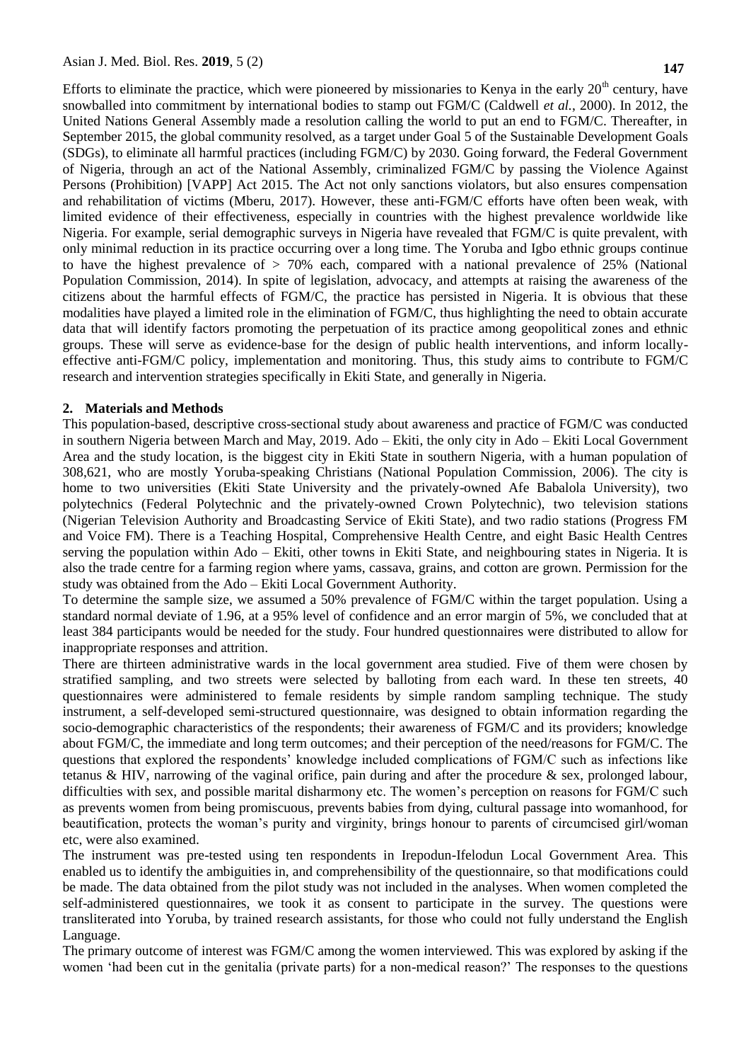Efforts to eliminate the practice, which were pioneered by missionaries to Kenya in the early 20th century, have snowballed into commitment by international bodies to stamp out FGM/C (Caldwell *et al.*, 2000). In 2012, the United Nations General Assembly made a resolution calling the world to put an end to FGM/C. Thereafter, in September 2015, the global community resolved, as a target under Goal 5 of the Sustainable Development Goals (SDGs), to eliminate all harmful practices (including FGM/C) by 2030. Going forward, the Federal Government of Nigeria, through an act of the National Assembly, criminalized FGM/C by passing the Violence Against Persons (Prohibition) [VAPP] Act 2015. The Act not only sanctions violators, but also ensures compensation and rehabilitation of victims (Mberu, 2017). However, these anti-FGM/C efforts have often been weak, with limited evidence of their effectiveness, especially in countries with the highest prevalence worldwide like Nigeria. For example, serial demographic surveys in Nigeria have revealed that FGM/C is quite prevalent, with only minimal reduction in its practice occurring over a long time. The Yoruba and Igbo ethnic groups continue to have the highest prevalence of > 70% each, compared with a national prevalence of 25% (National Population Commission, 2014). In spite of legislation, advocacy, and attempts at raising the awareness of the citizens about the harmful effects of FGM/C, the practice has persisted in Nigeria. It is obvious that these modalities have played a limited role in the elimination of FGM/C, thus highlighting the need to obtain accurate data that will identify factors promoting the perpetuation of its practice among geopolitical zones and ethnic groups. These will serve as evidence-base for the design of public health interventions, and inform locally-effective anti-FGM/C policy, implementation and monitoring. Thus, this study aims to contribute to FGM/C research and intervention strategies specifically in Ekiti State, and generally in Nigeria.

## 2. Materials and Methods

This population-based, descriptive cross-sectional study about awareness and practice of FGM/C was conducted in southern Nigeria between March and May, 2019. Ado – Ekiti, the only city in Ado – Ekiti Local Government Area and the study location, is the biggest city in Ekiti State in southern Nigeria, with a human population of 308,621, who are mostly Yoruba-speaking Christians (National Population Commission, 2006). The city is home to two universities (Ekiti State University and the privately-owned Afe Babalola University), two polytechnics (Federal Polytechnic and the privately-owned Crown Polytechnic), two television stations (Nigerian Television Authority and Broadcasting Service of Ekiti State), and two radio stations (Progress FM and Voice FM). There is a Teaching Hospital, Comprehensive Health Centre, and eight Basic Health Centres serving the population within Ado – Ekiti, other towns in Ekiti State, and neighbouring states in Nigeria. It is also the trade centre for a farming region where yams, cassava, grains, and cotton are grown. Permission for the study was obtained from the Ado – Ekiti Local Government Authority.

To determine the sample size, we assumed a 50% prevalence of FGM/C within the target population. Using a standard normal deviate of 1.96, at a 95% level of confidence and an error margin of 5%, we concluded that at least 384 participants would be needed for the study. Four hundred questionnaires were distributed to allow for inappropriate responses and attrition.

There are thirteen administrative wards in the local government area studied. Five of them were chosen by stratified sampling, and two streets were selected by balloting from each ward. In these ten streets, 40 questionnaires were administered to female residents by simple random sampling technique. The study instrument, a self-developed semi-structured questionnaire, was designed to obtain information regarding the socio-demographic characteristics of the respondents; their awareness of FGM/C and its providers; knowledge about FGM/C, the immediate and long term outcomes; and their perception of the need/reasons for FGM/C. The questions that explored the respondents' knowledge included complications of FGM/C such as infections like tetanus & HIV, narrowing of the vaginal orifice, pain during and after the procedure & sex, prolonged labour, difficulties with sex, and possible marital disharmony etc. The women's perception on reasons for FGM/C such as prevents women from being promiscuous, prevents babies from dying, cultural passage into womanhood, for beautification, protects the woman's purity and virginity, brings honour to parents of circumcised girl/woman etc, were also examined.

The instrument was pre-tested using ten respondents in Irepodun-Ifelodun Local Government Area. This enabled us to identify the ambiguities in, and comprehensibility of the questionnaire, so that modifications could be made. The data obtained from the pilot study was not included in the analyses. When women completed the self-administered questionnaires, we took it as consent to participate in the survey. The questions were transliterated into Yoruba, by trained research assistants, for those who could not fully understand the English Language.

The primary outcome of interest was FGM/C among the women interviewed. This was explored by asking if the women 'had been cut in the genitalia (private parts) for a non-medical reason?' The responses to the questions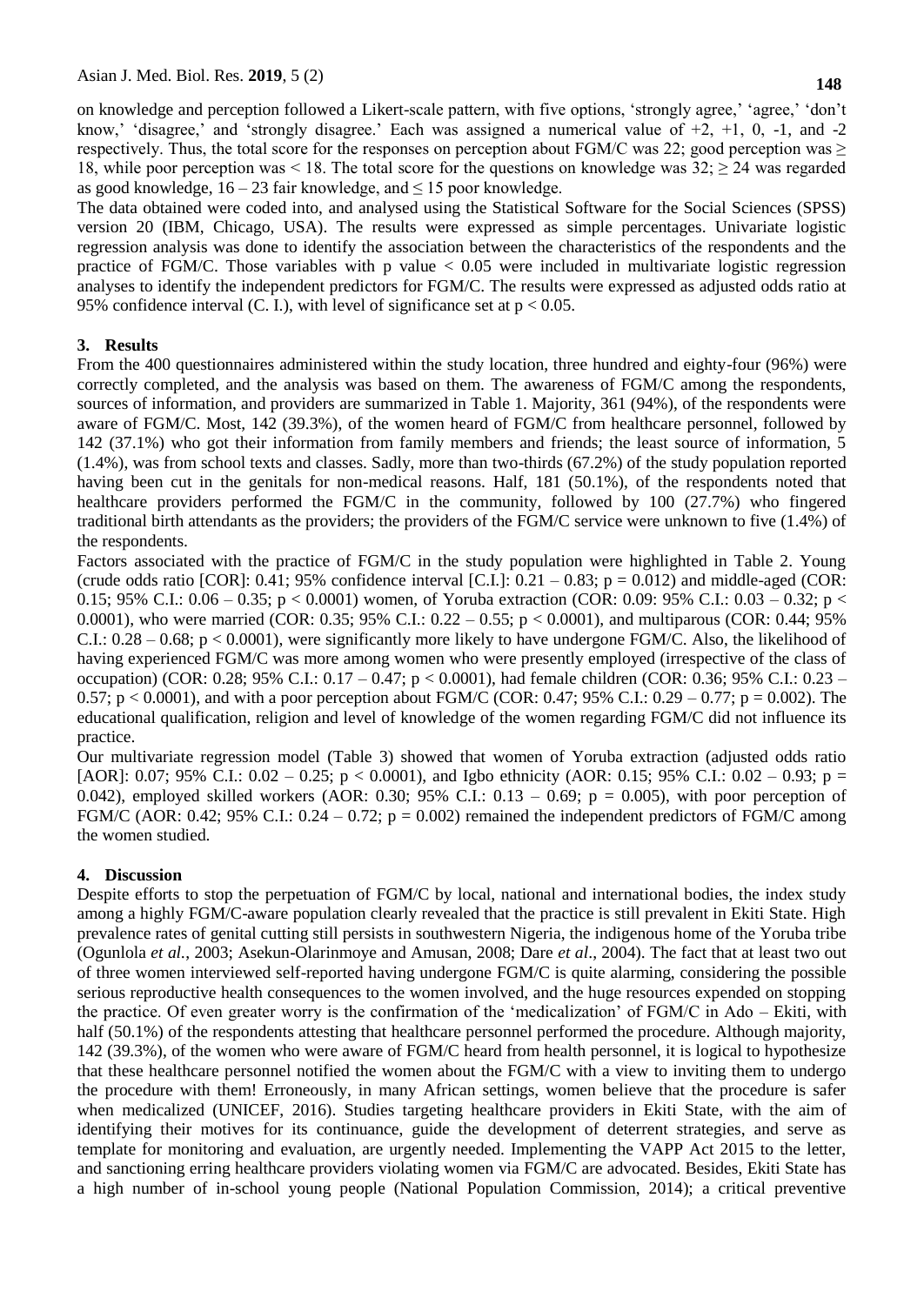on knowledge and perception followed a Likert-scale pattern, with five options, 'strongly agree,' 'agree,' 'don't know,' 'disagree,' and 'strongly disagree.' Each was assigned a numerical value of +2, +1, 0, -1, and -2 respectively. Thus, the total score for the responses on perception about FGM/C was 22; good perception was ≥ 18, while poor perception was < 18. The total score for the questions on knowledge was 32; ≥ 24 was regarded as good knowledge, 16 – 23 fair knowledge, and ≤ 15 poor knowledge.

The data obtained were coded into, and analysed using the Statistical Software for the Social Sciences (SPSS) version 20 (IBM, Chicago, USA). The results were expressed as simple percentages. Univariate logistic regression analysis was done to identify the association between the characteristics of the respondents and the practice of FGM/C. Those variables with p value < 0.05 were included in multivariate logistic regression analyses to identify the independent predictors for FGM/C. The results were expressed as adjusted odds ratio at 95% confidence interval (C. I.), with level of significance set at $p < 0.05$.

## 3. Results

From the 400 questionnaires administered within the study location, three hundred and eighty-four (96%) were correctly completed, and the analysis was based on them. The awareness of FGM/C among the respondents, sources of information, and providers are summarized in Table 1. Majority, 361 (94%), of the respondents were aware of FGM/C. Most, 142 (39.3%), of the women heard of FGM/C from healthcare personnel, followed by 142 (37.1%) who got their information from family members and friends; the least source of information, 5 (1.4%), was from school texts and classes. Sadly, more than two-thirds (67.2%) of the study population reported having been cut in the genitals for non-medical reasons. Half, 181 (50.1%), of the respondents noted that healthcare providers performed the FGM/C in the community, followed by 100 (27.7%) who fingered traditional birth attendants as the providers; the providers of the FGM/C service were unknown to five (1.4%) of the respondents.

Factors associated with the practice of FGM/C in the study population were highlighted in Table 2. Young (crude odds ratio [COR]: 0.41; 95% confidence interval [C.I.]: 0.21 – 0.83; $p = 0.012$) and middle-aged (COR: 0.15; 95% C.I.: 0.06 – 0.35; $p < 0.0001$) women, of Yoruba extraction (COR: 0.09: 95% C.I.: 0.03 – 0.32; $p < 0.0001$), who were married (COR: 0.35; 95% C.I.: 0.22 – 0.55; $p < 0.0001$), and multiparous (COR: 0.44; 95% C.I.: 0.28 – 0.68; $p < 0.0001$), were significantly more likely to have undergone FGM/C. Also, the likelihood of having experienced FGM/C was more among women who were presently employed (irrespective of the class of occupation) (COR: 0.28; 95% C.I.: 0.17 – 0.47; $p < 0.0001$), had female children (COR: 0.36; 95% C.I.: 0.23 – 0.57; $p < 0.0001$), and with a poor perception about FGM/C (COR: 0.47; 95% C.I.: 0.29 – 0.77; $p = 0.002$). The educational qualification, religion and level of knowledge of the women regarding FGM/C did not influence its practice.

Our multivariate regression model (Table 3) showed that women of Yoruba extraction (adjusted odds ratio [AOR]: 0.07; 95% C.I.: 0.02 – 0.25; $p < 0.0001$), and Igbo ethnicity (AOR: 0.15; 95% C.I.: 0.02 – 0.93; $p = 0.042$), employed skilled workers (AOR: 0.30; 95% C.I.: 0.13 – 0.69; $p = 0.005$), with poor perception of FGM/C (AOR: 0.42; 95% C.I.: 0.24 – 0.72; $p = 0.002$) remained the independent predictors of FGM/C among the women studied.

## 4. Discussion

Despite efforts to stop the perpetuation of FGM/C by local, national and international bodies, the index study among a highly FGM/C-aware population clearly revealed that the practice is still prevalent in Ekiti State. High prevalence rates of genital cutting still persists in southwestern Nigeria, the indigenous home of the Yoruba tribe (Ogunlola *et al.*, 2003; Asekun-Olarinmoye and Amusan, 2008; Dare *et al*., 2004). The fact that at least two out of three women interviewed self-reported having undergone FGM/C is quite alarming, considering the possible serious reproductive health consequences to the women involved, and the huge resources expended on stopping the practice. Of even greater worry is the confirmation of the 'medicalization' of FGM/C in Ado – Ekiti, with half (50.1%) of the respondents attesting that healthcare personnel performed the procedure. Although majority, 142 (39.3%), of the women who were aware of FGM/C heard from health personnel, it is logical to hypothesize that these healthcare personnel notified the women about the FGM/C with a view to inviting them to undergo the procedure with them! Erroneously, in many African settings, women believe that the procedure is safer when medicalized (UNICEF, 2016). Studies targeting healthcare providers in Ekiti State, with the aim of identifying their motives for its continuance, guide the development of deterrent strategies, and serve as template for monitoring and evaluation, are urgently needed. Implementing the VAPP Act 2015 to the letter, and sanctioning erring healthcare providers violating women via FGM/C are advocated. Besides, Ekiti State has a high number of in-school young people (National Population Commission, 2014); a critical preventive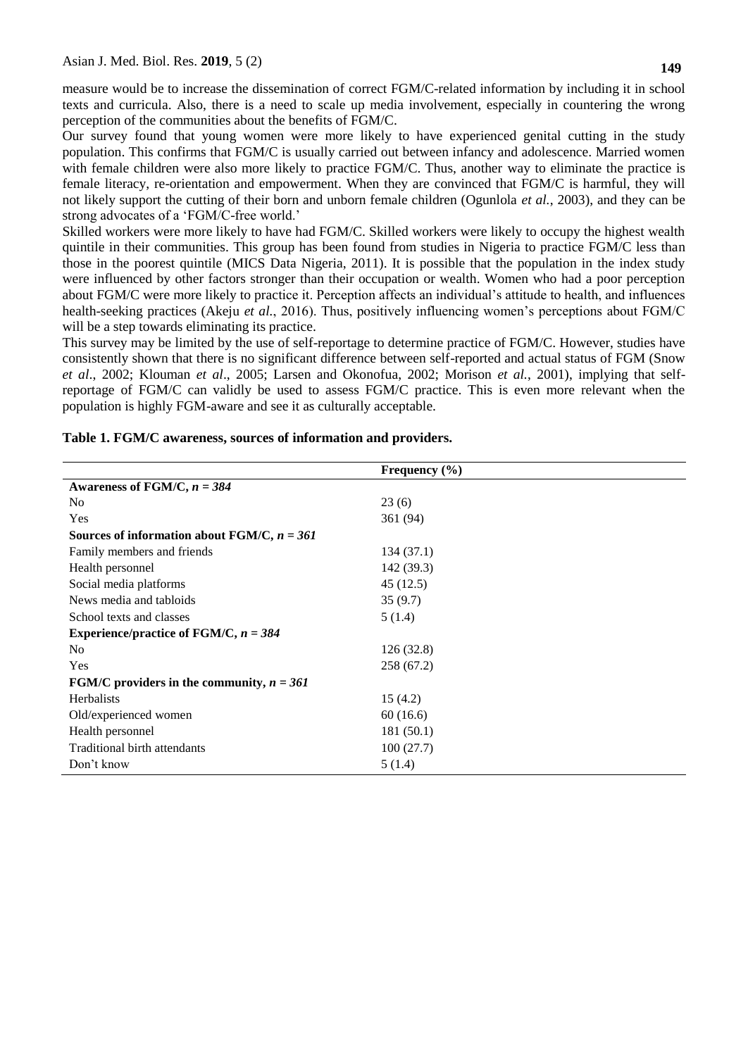measure would be to increase the dissemination of correct FGM/C-related information by including it in school texts and curricula. Also, there is a need to scale up media involvement, especially in countering the wrong perception of the communities about the benefits of FGM/C.

Our survey found that young women were more likely to have experienced genital cutting in the study population. This confirms that FGM/C is usually carried out between infancy and adolescence. Married women with female children were also more likely to practice FGM/C. Thus, another way to eliminate the practice is female literacy, re-orientation and empowerment. When they are convinced that FGM/C is harmful, they will not likely support the cutting of their born and unborn female children (Ogunlola *et al.*, 2003), and they can be strong advocates of a 'FGM/C-free world.'

Skilled workers were more likely to have had FGM/C. Skilled workers were likely to occupy the highest wealth quintile in their communities. This group has been found from studies in Nigeria to practice FGM/C less than those in the poorest quintile (MICS Data Nigeria, 2011). It is possible that the population in the index study were influenced by other factors stronger than their occupation or wealth. Women who had a poor perception about FGM/C were more likely to practice it. Perception affects an individual's attitude to health, and influences health-seeking practices (Akeju *et al.*, 2016). Thus, positively influencing women's perceptions about FGM/C will be a step towards eliminating its practice.

This survey may be limited by the use of self-reportage to determine practice of FGM/C. However, studies have consistently shown that there is no significant difference between self-reported and actual status of FGM (Snow *et al*., 2002; Klouman *et al*., 2005; Larsen and Okonofua, 2002; Morison *et al.*, 2001), implying that self-reportage of FGM/C can validly be used to assess FGM/C practice. This is even more relevant when the population is highly FGM-aware and see it as culturally acceptable.

**Table 1. FGM/C awareness, sources of information and providers.**

| | **Frequency (%)** |
|---|---|
| **Awareness of FGM/C, *n = 384*** | |
| No | 23 (6) |
| Yes | 361 (94) |
| **Sources of information about FGM/C, *n = 361*** | |
| Family members and friends | 134 (37.1) |
| Health personnel | 142 (39.3) |
| Social media platforms | 45 (12.5) |
| News media and tabloids | 35 (9.7) |
| School texts and classes | 5 (1.4) |
| **Experience/practice of FGM/C, *n = 384*** | |
| No | 126 (32.8) |
| Yes | 258 (67.2) |
| **FGM/C providers in the community, *n = 361*** | |
| Herbalists | 15 (4.2) |
| Old/experienced women | 60 (16.6) |
| Health personnel | 181 (50.1) |
| Traditional birth attendants | 100 (27.7) |
| Don't know | 5 (1.4) |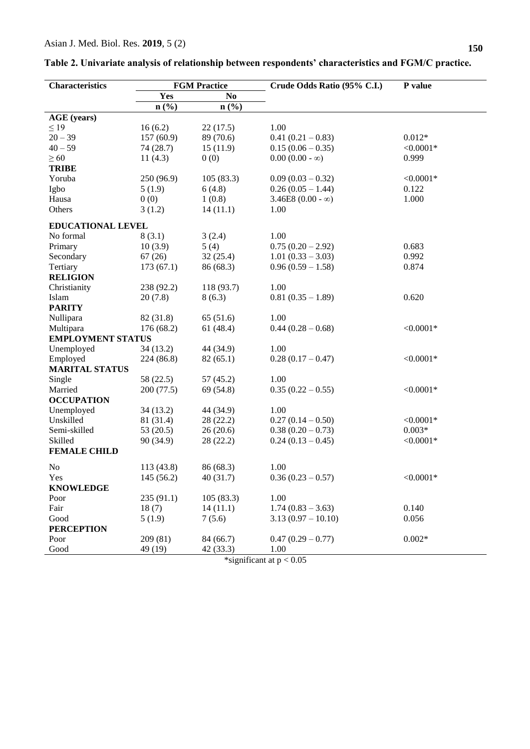**Table 2. Univariate analysis of relationship between respondents' characteristics and FGM/C practice.**

| Characteristics | FGM Practice | | Crude Odds Ratio (95% C.I.) | P value |
|---|---|---|---|---|
| | Yes | No | | |
| | n (%) | n (%) | | |
| **AGE (years)** | | | | |
| ≤ 19 | 16 (6.2) | 22 (17.5) | 1.00 | |
| 20 – 39 | 157 (60.9) | 89 (70.6) | 0.41 (0.21 – 0.83) | 0.012* |
| 40 – 59 | 74 (28.7) | 15 (11.9) | 0.15 (0.06 – 0.35) | <0.0001* |
| ≥ 60 | 11 (4.3) | 0 (0) | 0.00 (0.00 - ∞) | 0.999 |
| **TRIBE** | | | | |
| Yoruba | 250 (96.9) | 105 (83.3) | 0.09 (0.03 – 0.32) | <0.0001* |
| Igbo | 5 (1.9) | 6 (4.8) | 0.26 (0.05 – 1.44) | 0.122 |
| Hausa | 0 (0) | 1 (0.8) | 3.46E8 (0.00 - ∞) | 1.000 |
| Others | 3 (1.2) | 14 (11.1) | 1.00 | |
| **EDUCATIONAL LEVEL** | | | | |
| No formal | 8 (3.1) | 3 (2.4) | 1.00 | |
| Primary | 10 (3.9) | 5 (4) | 0.75 (0.20 – 2.92) | 0.683 |
| Secondary | 67 (26) | 32 (25.4) | 1.01 (0.33 – 3.03) | 0.992 |
| Tertiary | 173 (67.1) | 86 (68.3) | 0.96 (0.59 – 1.58) | 0.874 |
| **RELIGION** | | | | |
| Christianity | 238 (92.2) | 118 (93.7) | 1.00 | |
| Islam | 20 (7.8) | 8 (6.3) | 0.81 (0.35 – 1.89) | 0.620 |
| **PARITY** | | | | |
| Nullipara | 82 (31.8) | 65 (51.6) | 1.00 | |
| Multipara | 176 (68.2) | 61 (48.4) | 0.44 (0.28 – 0.68) | <0.0001* |
| **EMPLOYMENT STATUS** | | | | |
| Unemployed | 34 (13.2) | 44 (34.9) | 1.00 | |
| Employed | 224 (86.8) | 82 (65.1) | 0.28 (0.17 – 0.47) | <0.0001* |
| **MARITAL STATUS** | | | | |
| Single | 58 (22.5) | 57 (45.2) | 1.00 | |
| Married | 200 (77.5) | 69 (54.8) | 0.35 (0.22 – 0.55) | <0.0001* |
| **OCCUPATION** | | | | |
| Unemployed | 34 (13.2) | 44 (34.9) | 1.00 | |
| Unskilled | 81 (31.4) | 28 (22.2) | 0.27 (0.14 – 0.50) | <0.0001* |
| Semi-skilled | 53 (20.5) | 26 (20.6) | 0.38 (0.20 – 0.73) | 0.003* |
| Skilled | 90 (34.9) | 28 (22.2) | 0.24 (0.13 – 0.45) | <0.0001* |
| **FEMALE CHILD** | | | | |
| No | 113 (43.8) | 86 (68.3) | 1.00 | |
| Yes | 145 (56.2) | 40 (31.7) | 0.36 (0.23 – 0.57) | <0.0001* |
| **KNOWLEDGE** | | | | |
| Poor | 235 (91.1) | 105 (83.3) | 1.00 | |
| Fair | 18 (7) | 14 (11.1) | 1.74 (0.83 – 3.63) | 0.140 |
| Good | 5 (1.9) | 7 (5.6) | 3.13 (0.97 – 10.10) | 0.056 |
| **PERCEPTION** | | | | |
| Poor | 209 (81) | 84 (66.7) | 0.47 (0.29 – 0.77) | 0.002* |
| Good | 49 (19) | 42 (33.3) | 1.00 | |

*significant at $p < 0.05$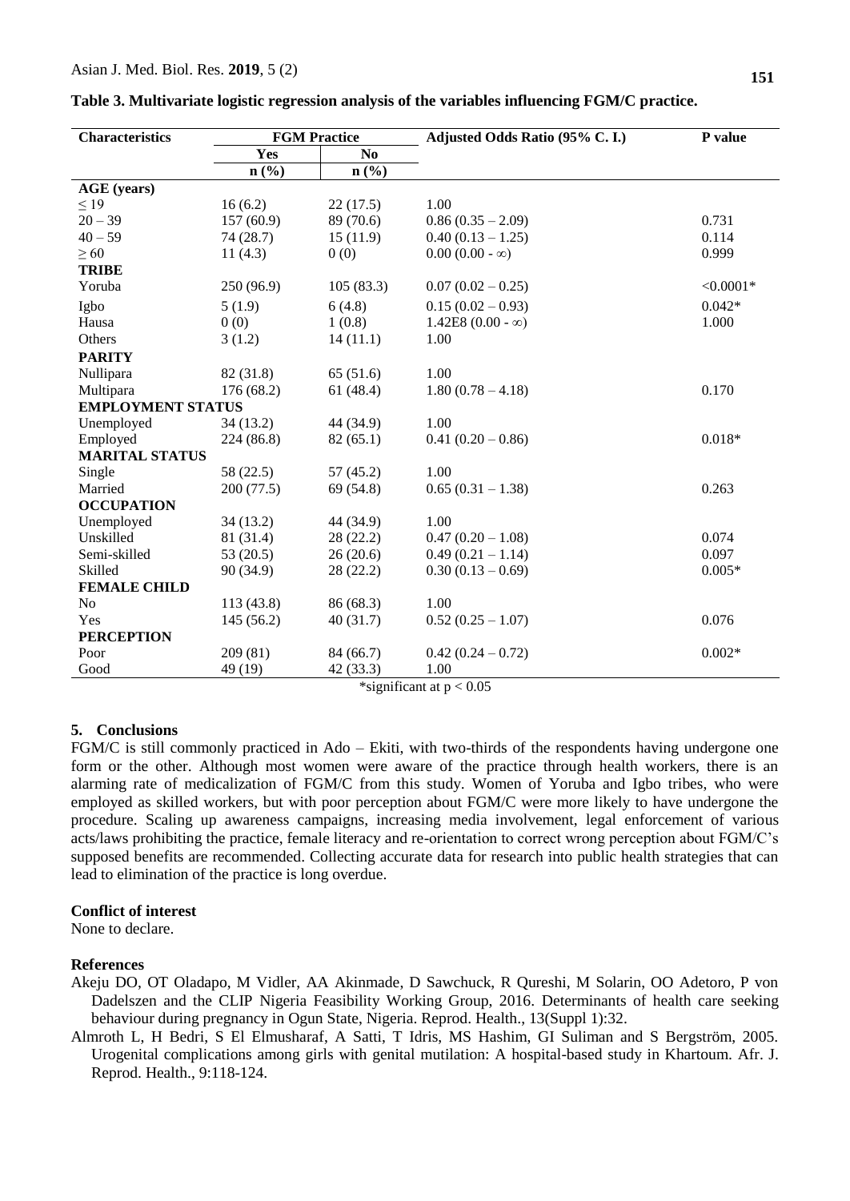**Table 3. Multivariate logistic regression analysis of the variables influencing FGM/C practice.**

| Characteristics | FGM Practice | | Adjusted Odds Ratio (95% C. I.) | P value |
|---|---|---|---|---|
| | Yes | No | | |
| | n (%) | n (%) | | |
| **AGE (years)** | | | | |
| ≤ 19 | 16 (6.2) | 22 (17.5) | 1.00 | |
| 20 – 39 | 157 (60.9) | 89 (70.6) | 0.86 (0.35 – 2.09) | 0.731 |
| 40 – 59 | 74 (28.7) | 15 (11.9) | 0.40 (0.13 – 1.25) | 0.114 |
| ≥ 60 | 11 (4.3) | 0 (0) | 0.00 (0.00 - ∞) | 0.999 |
| **TRIBE** | | | | |
| Yoruba | 250 (96.9) | 105 (83.3) | 0.07 (0.02 – 0.25) | <0.0001* |
| Igbo | 5 (1.9) | 6 (4.8) | 0.15 (0.02 – 0.93) | 0.042* |
| Hausa | 0 (0) | 1 (0.8) | 1.42E8 (0.00 - ∞) | 1.000 |
| Others | 3 (1.2) | 14 (11.1) | 1.00 | |
| **PARITY** | | | | |
| Nullipara | 82 (31.8) | 65 (51.6) | 1.00 | |
| Multipara | 176 (68.2) | 61 (48.4) | 1.80 (0.78 – 4.18) | 0.170 |
| **EMPLOYMENT STATUS** | | | | |
| Unemployed | 34 (13.2) | 44 (34.9) | 1.00 | |
| Employed | 224 (86.8) | 82 (65.1) | 0.41 (0.20 – 0.86) | 0.018* |
| **MARITAL STATUS** | | | | |
| Single | 58 (22.5) | 57 (45.2) | 1.00 | |
| Married | 200 (77.5) | 69 (54.8) | 0.65 (0.31 – 1.38) | 0.263 |
| **OCCUPATION** | | | | |
| Unemployed | 34 (13.2) | 44 (34.9) | 1.00 | |
| Unskilled | 81 (31.4) | 28 (22.2) | 0.47 (0.20 – 1.08) | 0.074 |
| Semi-skilled | 53 (20.5) | 26 (20.6) | 0.49 (0.21 – 1.14) | 0.097 |
| Skilled | 90 (34.9) | 28 (22.2) | 0.30 (0.13 – 0.69) | 0.005* |
| **FEMALE CHILD** | | | | |
| No | 113 (43.8) | 86 (68.3) | 1.00 | |
| Yes | 145 (56.2) | 40 (31.7) | 0.52 (0.25 – 1.07) | 0.076 |
| **PERCEPTION** | | | | |
| Poor | 209 (81) | 84 (66.7) | 0.42 (0.24 – 0.72) | 0.002* |
| Good | 49 (19) | 42 (33.3) | 1.00 | |

*significant at $p < 0.05$

## 5. Conclusions

FGM/C is still commonly practiced in Ado – Ekiti, with two-thirds of the respondents having undergone one form or the other. Although most women were aware of the practice through health workers, there is an alarming rate of medicalization of FGM/C from this study. Women of Yoruba and Igbo tribes, who were employed as skilled workers, but with poor perception about FGM/C were more likely to have undergone the procedure. Scaling up awareness campaigns, increasing media involvement, legal enforcement of various acts/laws prohibiting the practice, female literacy and re-orientation to correct wrong perception about FGM/C's supposed benefits are recommended. Collecting accurate data for research into public health strategies that can lead to elimination of the practice is long overdue.

### Conflict of interest

None to declare.

### References

Akeju DO, OT Oladapo, M Vidler, AA Akinmade, D Sawchuck, R Qureshi, M Solarin, OO Adetoro, P von Dadelszen and the CLIP Nigeria Feasibility Working Group, 2016. Determinants of health care seeking behaviour during pregnancy in Ogun State, Nigeria. Reprod. Health., 13(Suppl 1):32.

Almroth L, H Bedri, S El Elmusharaf, A Satti, T Idris, MS Hashim, GI Suliman and S Bergström, 2005. Urogenital complications among girls with genital mutilation: A hospital-based study in Khartoum. Afr. J. Reprod. Health., 9:118-124.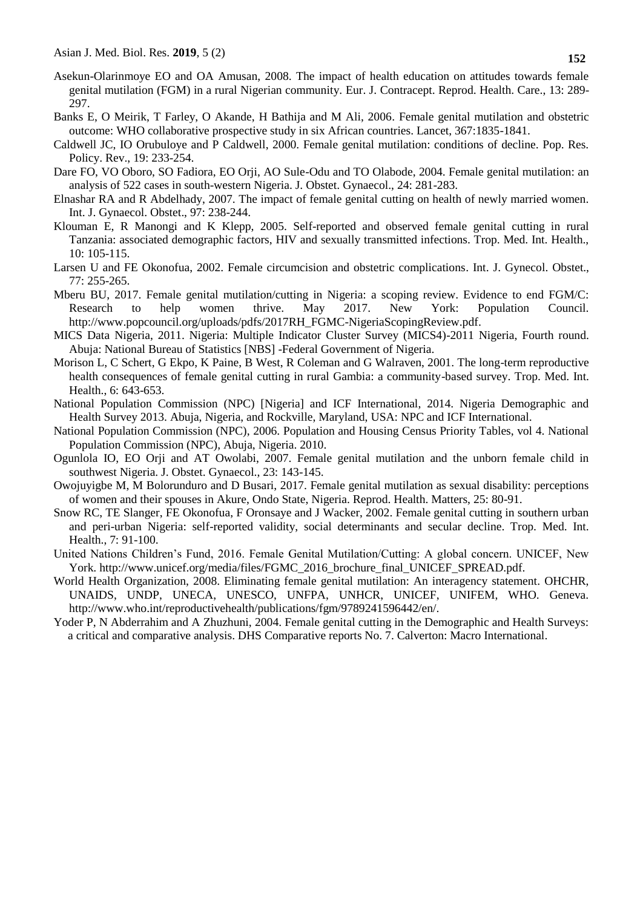Asekun-Olarinmoye EO and OA Amusan, 2008. The impact of health education on attitudes towards female genital mutilation (FGM) in a rural Nigerian community. Eur. J. Contracept. Reprod. Health. Care., 13: 289-297.

Banks E, O Meirik, T Farley, O Akande, H Bathija and M Ali, 2006. Female genital mutilation and obstetric outcome: WHO collaborative prospective study in six African countries. Lancet, 367:1835-1841.

Caldwell JC, IO Orubuloye and P Caldwell, 2000. Female genital mutilation: conditions of decline. Pop. Res. Policy. Rev., 19: 233-254.

Dare FO, VO Oboro, SO Fadiora, EO Orji, AO Sule-Odu and TO Olabode, 2004. Female genital mutilation: an analysis of 522 cases in south-western Nigeria. J. Obstet. Gynaecol., 24: 281-283.

Elnashar RA and R Abdelhady, 2007. The impact of female genital cutting on health of newly married women. Int. J. Gynaecol. Obstet., 97: 238-244.

Klouman E, R Manongi and K Klepp, 2005. Self-reported and observed female genital cutting in rural Tanzania: associated demographic factors, HIV and sexually transmitted infections. Trop. Med. Int. Health., 10: 105-115.

Larsen U and FE Okonofua, 2002. Female circumcision and obstetric complications. Int. J. Gynecol. Obstet., 77: 255-265.

Mberu BU, 2017. Female genital mutilation/cutting in Nigeria: a scoping review. Evidence to end FGM/C: Research to help women thrive. May 2017. New York: Population Council. http://www.popcouncil.org/uploads/pdfs/2017RH_FGMC-NigeriaScopingReview.pdf.

MICS Data Nigeria, 2011. Nigeria: Multiple Indicator Cluster Survey (MICS4)-2011 Nigeria, Fourth round. Abuja: National Bureau of Statistics [NBS] -Federal Government of Nigeria.

Morison L, C Schert, G Ekpo, K Paine, B West, R Coleman and G Walraven, 2001. The long-term reproductive health consequences of female genital cutting in rural Gambia: a community-based survey. Trop. Med. Int. Health., 6: 643-653.

National Population Commission (NPC) [Nigeria] and ICF International, 2014. Nigeria Demographic and Health Survey 2013. Abuja, Nigeria, and Rockville, Maryland, USA: NPC and ICF International.

National Population Commission (NPC), 2006. Population and Housing Census Priority Tables, vol 4. National Population Commission (NPC), Abuja, Nigeria. 2010.

Ogunlola IO, EO Orji and AT Owolabi, 2007. Female genital mutilation and the unborn female child in southwest Nigeria. J. Obstet. Gynaecol., 23: 143-145.

Owojuyigbe M, M Bolorunduro and D Busari, 2017. Female genital mutilation as sexual disability: perceptions of women and their spouses in Akure, Ondo State, Nigeria. Reprod. Health. Matters, 25: 80-91.

Snow RC, TE Slanger, FE Okonofua, F Oronsaye and J Wacker, 2002. Female genital cutting in southern urban and peri-urban Nigeria: self-reported validity, social determinants and secular decline. Trop. Med. Int. Health., 7: 91-100.

United Nations Children's Fund, 2016. Female Genital Mutilation/Cutting: A global concern. UNICEF, New York. http://www.unicef.org/media/files/FGMC_2016_brochure_final_UNICEF_SPREAD.pdf.

World Health Organization, 2008. Eliminating female genital mutilation: An interagency statement. OHCHR, UNAIDS, UNDP, UNECA, UNESCO, UNFPA, UNHCR, UNICEF, UNIFEM, WHO. Geneva. http://www.who.int/reproductivehealth/publications/fgm/9789241596442/en/.

Yoder P, N Abderrahim and A Zhuzhuni, 2004. Female genital cutting in the Demographic and Health Surveys: a critical and comparative analysis. DHS Comparative reports No. 7. Calverton: Macro International.